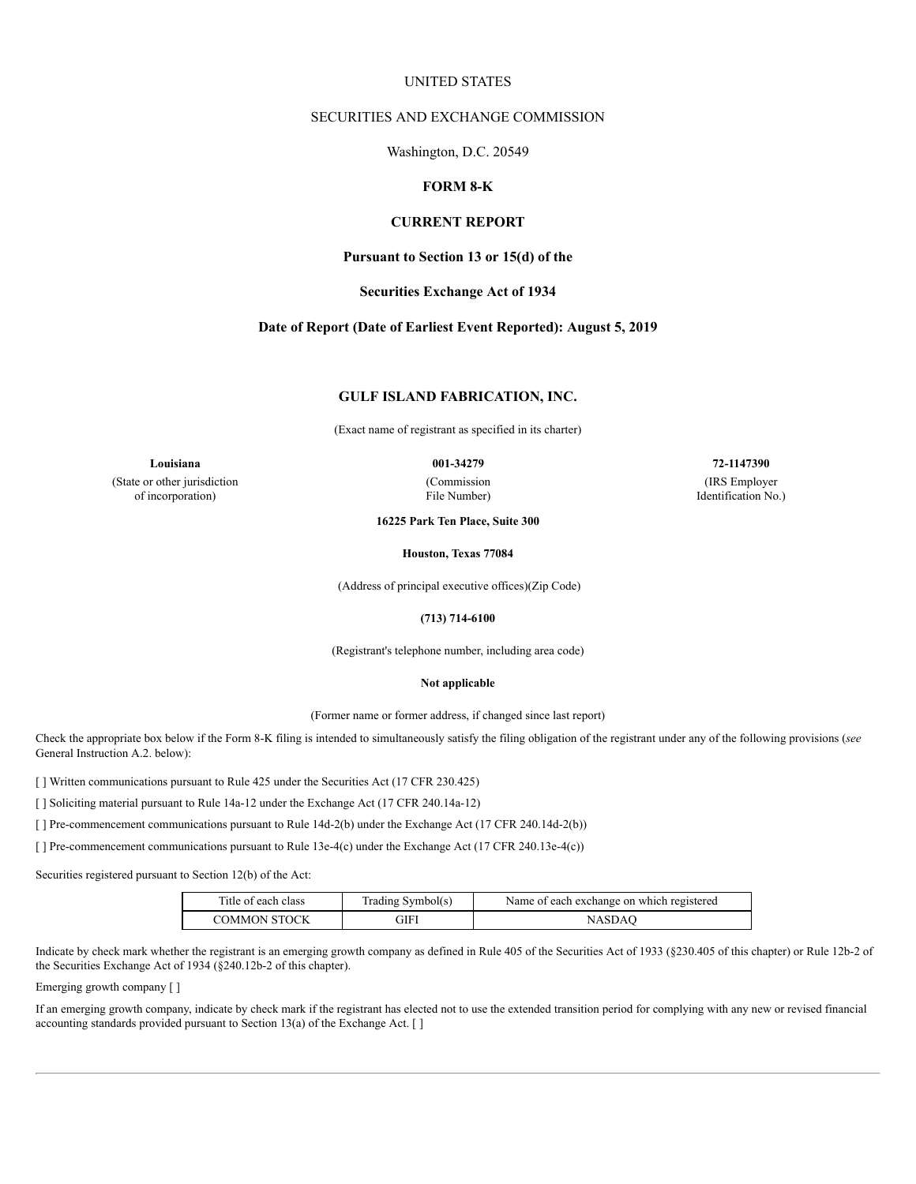UNITED STATES

SECURITIES AND EXCHANGE COMMISSION

Washington, D.C. 20549

**FORM 8-K**

**CURRENT REPORT**

**Pursuant to Section 13 or 15(d) of the**

**Securities Exchange Act of 1934**

**Date of Report (Date of Earliest Event Reported): August 5, 2019**

**GULF ISLAND FABRICATION, INC.**

(Exact name of registrant as specified in its charter)

| **Louisiana** | **001-34279** | **72-1147390** |
|---|---|---|
| (State or other jurisdiction of incorporation) | (Commission File Number) | (IRS Employer Identification No.) |

**16225 Park Ten Place, Suite 300**

**Houston, Texas 77084**

(Address of principal executive offices)(Zip Code)

**(713) 714-6100**

(Registrant's telephone number, including area code)

**Not applicable**

(Former name or former address, if changed since last report)

Check the appropriate box below if the Form 8-K filing is intended to simultaneously satisfy the filing obligation of the registrant under any of the following provisions (*see* General Instruction A.2. below):

[ ] Written communications pursuant to Rule 425 under the Securities Act (17 CFR 230.425)

[ ] Soliciting material pursuant to Rule 14a-12 under the Exchange Act (17 CFR 240.14a-12)

[ ] Pre-commencement communications pursuant to Rule 14d-2(b) under the Exchange Act (17 CFR 240.14d-2(b))

[ ] Pre-commencement communications pursuant to Rule 13e-4(c) under the Exchange Act (17 CFR 240.13e-4(c))

Securities registered pursuant to Section 12(b) of the Act:

| Title of each class | Trading Symbol(s) | Name of each exchange on which registered |
|---|---|---|
| COMMON STOCK | GIFI | NASDAQ |

Indicate by check mark whether the registrant is an emerging growth company as defined in Rule 405 of the Securities Act of 1933 (§230.405 of this chapter) or Rule 12b-2 of the Securities Exchange Act of 1934 (§240.12b-2 of this chapter).

Emerging growth company [ ]

If an emerging growth company, indicate by check mark if the registrant has elected not to use the extended transition period for complying with any new or revised financial accounting standards provided pursuant to Section 13(a) of the Exchange Act. [ ]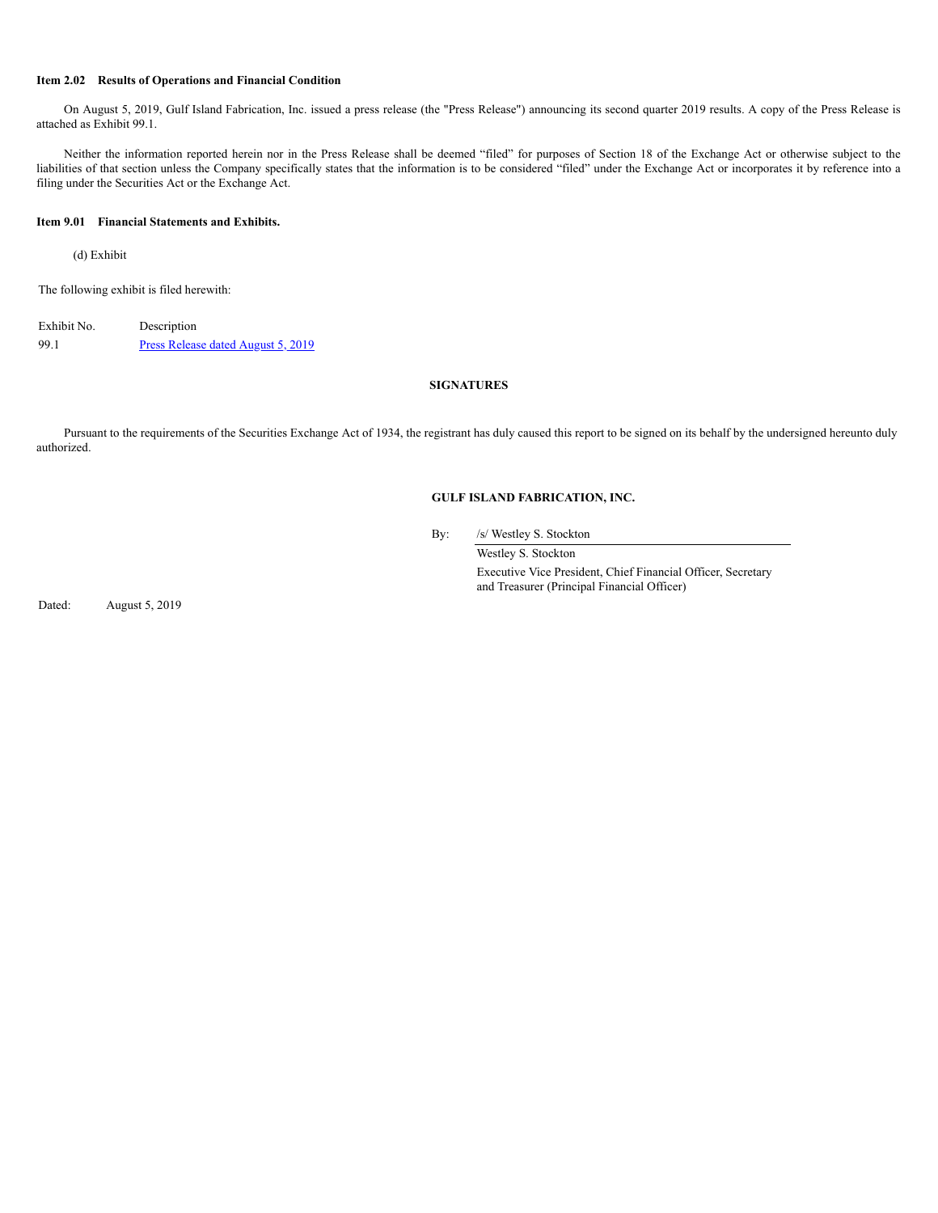**Item 2.02 Results of Operations and Financial Condition**

On August 5, 2019, Gulf Island Fabrication, Inc. issued a press release (the "Press Release") announcing its second quarter 2019 results. A copy of the Press Release is attached as Exhibit 99.1.

Neither the information reported herein nor in the Press Release shall be deemed "filed" for purposes of Section 18 of the Exchange Act or otherwise subject to the liabilities of that section unless the Company specifically states that the information is to be considered "filed" under the Exchange Act or incorporates it by reference into a filing under the Securities Act or the Exchange Act.

**Item 9.01 Financial Statements and Exhibits.**

(d) Exhibit

The following exhibit is filed herewith:

| Exhibit No. | Description |
|---|---|
| 99.1 | Press Release dated August 5, 2019 |

**SIGNATURES**

Pursuant to the requirements of the Securities Exchange Act of 1934, the registrant has duly caused this report to be signed on its behalf by the undersigned hereunto duly authorized.

**GULF ISLAND FABRICATION, INC.**

By: /s/ Westley S. Stockton

Westley S. Stockton

Executive Vice President, Chief Financial Officer, Secretary and Treasurer (Principal Financial Officer)

Dated: August 5, 2019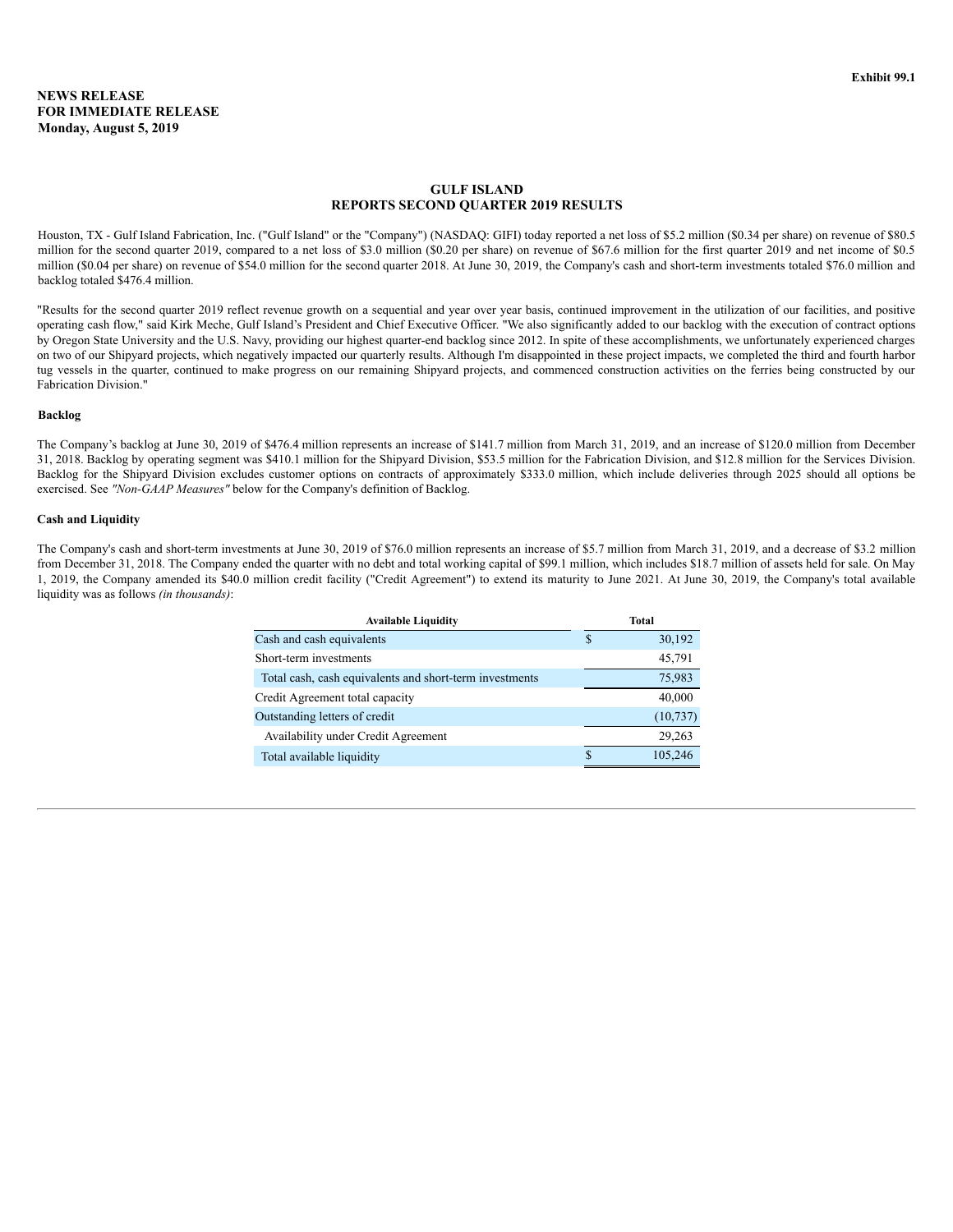Exhibit 99.1

**NEWS RELEASE**
**FOR IMMEDIATE RELEASE**
**Monday, August 5, 2019**

# GULF ISLAND
# REPORTS SECOND QUARTER 2019 RESULTS

Houston, TX - Gulf Island Fabrication, Inc. ("Gulf Island" or the "Company") (NASDAQ: GIFI) today reported a net loss of $5.2 million ($0.34 per share) on revenue of $80.5 million for the second quarter 2019, compared to a net loss of $3.0 million ($0.20 per share) on revenue of $67.6 million for the first quarter 2019 and net income of $0.5 million ($0.04 per share) on revenue of $54.0 million for the second quarter 2018. At June 30, 2019, the Company's cash and short-term investments totaled $76.0 million and backlog totaled $476.4 million.

"Results for the second quarter 2019 reflect revenue growth on a sequential and year over year basis, continued improvement in the utilization of our facilities, and positive operating cash flow," said Kirk Meche, Gulf Island's President and Chief Executive Officer. "We also significantly added to our backlog with the execution of contract options by Oregon State University and the U.S. Navy, providing our highest quarter-end backlog since 2012. In spite of these accomplishments, we unfortunately experienced charges on two of our Shipyard projects, which negatively impacted our quarterly results. Although I'm disappointed in these project impacts, we completed the third and fourth harbor tug vessels in the quarter, continued to make progress on our remaining Shipyard projects, and commenced construction activities on the ferries being constructed by our Fabrication Division."

### Backlog

The Company's backlog at June 30, 2019 of $476.4 million represents an increase of $141.7 million from March 31, 2019, and an increase of $120.0 million from December 31, 2018. Backlog by operating segment was $410.1 million for the Shipyard Division, $53.5 million for the Fabrication Division, and $12.8 million for the Services Division. Backlog for the Shipyard Division excludes customer options on contracts of approximately $333.0 million, which include deliveries through 2025 should all options be exercised. See *"Non-GAAP Measures"* below for the Company's definition of Backlog.

### Cash and Liquidity

The Company's cash and short-term investments at June 30, 2019 of $76.0 million represents an increase of $5.7 million from March 31, 2019, and a decrease of $3.2 million from December 31, 2018. The Company ended the quarter with no debt and total working capital of $99.1 million, which includes $18.7 million of assets held for sale. On May 1, 2019, the Company amended its $40.0 million credit facility ("Credit Agreement") to extend its maturity to June 2021. At June 30, 2019, the Company's total available liquidity was as follows *(in thousands)*:

| Available Liquidity | Total |
|---|---|
| Cash and cash equivalents | $ 30,192 |
| Short-term investments | 45,791 |
| Total cash, cash equivalents and short-term investments | 75,983 |
| Credit Agreement total capacity | 40,000 |
| Outstanding letters of credit | (10,737) |
| Availability under Credit Agreement | 29,263 |
| Total available liquidity | $ 105,246 |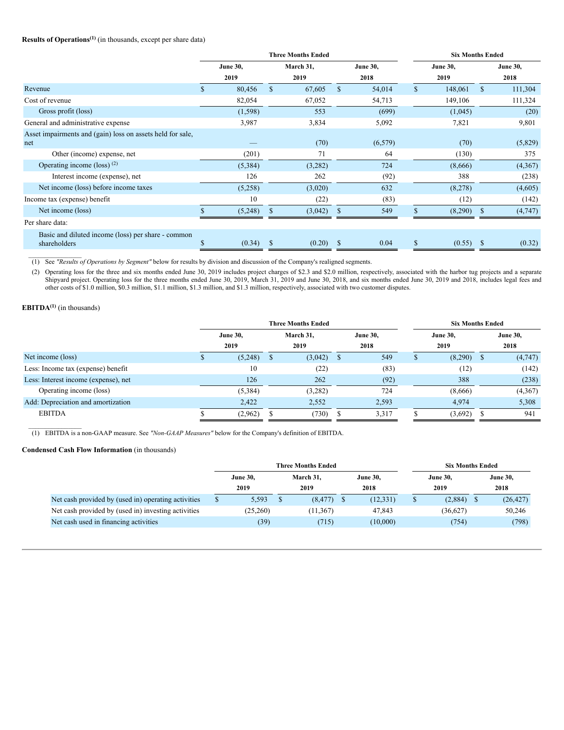**Results of Operations**[(1)] (in thousands, except per share data)

| | Three Months Ended | | | Six Months Ended | |
|---|---|---|---|---|---|
| | June 30, 2019 | March 31, 2019 | June 30, 2018 | June 30, 2019 | June 30, 2018 |
| Revenue | $ 80,456 | $ 67,605 | $ 54,014 | $ 148,061 | $ 111,304 |
| Cost of revenue | 82,054 | 67,052 | 54,713 | 149,106 | 111,324 |
| Gross profit (loss) | (1,598) | 553 | (699) | (1,045) | (20) |
| General and administrative expense | 3,987 | 3,834 | 5,092 | 7,821 | 9,801 |
| Asset impairments and (gain) loss on assets held for sale, net | — | (70) | (6,579) | (70) | (5,829) |
| Other (income) expense, net | (201) | 71 | 64 | (130) | 375 |
| Operating income (loss) [(2)] | (5,384) | (3,282) | 724 | (8,666) | (4,367) |
| Interest income (expense), net | 126 | 262 | (92) | 388 | (238) |
| Net income (loss) before income taxes | (5,258) | (3,020) | 632 | (8,278) | (4,605) |
| Income tax (expense) benefit | 10 | (22) | (83) | (12) | (142) |
| Net income (loss) | $ (5,248) | $ (3,042) | $ 549 | $ (8,290) | $ (4,747) |
| Per share data: | | | | | |
| Basic and diluted income (loss) per share - common shareholders | $ (0.34) | $ (0.20) | $ 0.04 | $ (0.55) | $ (0.32) |

(1) See *"Results of Operations by Segment"* below for results by division and discussion of the Company's realigned segments.

(2) Operating loss for the three and six months ended June 30, 2019 includes project charges of $2.3 and $2.0 million, respectively, associated with the harbor tug projects and a separate Shipyard project. Operating loss for the three months ended June 30, 2019, March 31, 2019 and June 30, 2018, and six months ended June 30, 2019 and 2018, includes legal fees and other costs of $1.0 million, $0.3 million, $1.1 million, $1.3 million, and $1.3 million, respectively, associated with two customer disputes.

**EBITDA**[(1)] (in thousands)

| | Three Months Ended | | | Six Months Ended | |
|---|---|---|---|---|---|
| | June 30, 2019 | March 31, 2019 | June 30, 2018 | June 30, 2019 | June 30, 2018 |
| Net income (loss) | $ (5,248) | $ (3,042) | $ 549 | $ (8,290) | $ (4,747) |
| Less: Income tax (expense) benefit | 10 | (22) | (83) | (12) | (142) |
| Less: Interest income (expense), net | 126 | 262 | (92) | 388 | (238) |
| Operating income (loss) | (5,384) | (3,282) | 724 | (8,666) | (4,367) |
| Add: Depreciation and amortization | 2,422 | 2,552 | 2,593 | 4,974 | 5,308 |
| EBITDA | $ (2,962) | $ (730) | $ 3,317 | $ (3,692) | $ 941 |

(1) EBITDA is a non-GAAP measure. See *"Non-GAAP Measures"* below for the Company's definition of EBITDA.

**Condensed Cash Flow Information** (in thousands)

| | Three Months Ended | | | Six Months Ended | |
|---|---|---|---|---|---|
| | June 30, 2019 | March 31, 2019 | June 30, 2018 | June 30, 2019 | June 30, 2018 |
| Net cash provided by (used in) operating activities | $ 5,593 | $ (8,477) | $ (12,331) | $ (2,884) | $ (26,427) |
| Net cash provided by (used in) investing activities | (25,260) | (11,367) | 47,843 | (36,627) | 50,246 |
| Net cash used in financing activities | (39) | (715) | (10,000) | (754) | (798) |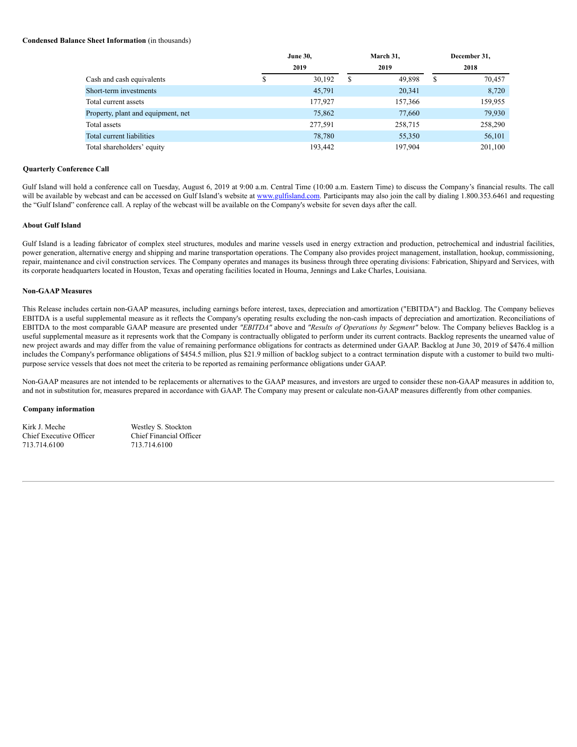**Condensed Balance Sheet Information** (in thousands)

| | June 30, 2019 | March 31, 2019 | December 31, 2018 |
|---|---|---|---|
| Cash and cash equivalents | $ 30,192 | $ 49,898 | $ 70,457 |
| Short-term investments | 45,791 | 20,341 | 8,720 |
| Total current assets | 177,927 | 157,366 | 159,955 |
| Property, plant and equipment, net | 75,862 | 77,660 | 79,930 |
| Total assets | 277,591 | 258,715 | 258,290 |
| Total current liabilities | 78,780 | 55,350 | 56,101 |
| Total shareholders' equity | 193,442 | 197,904 | 201,100 |

**Quarterly Conference Call**

Gulf Island will hold a conference call on Tuesday, August 6, 2019 at 9:00 a.m. Central Time (10:00 a.m. Eastern Time) to discuss the Company's financial results. The call will be available by webcast and can be accessed on Gulf Island's website at www.gulfisland.com. Participants may also join the call by dialing 1.800.353.6461 and requesting the "Gulf Island" conference call. A replay of the webcast will be available on the Company's website for seven days after the call.

**About Gulf Island**

Gulf Island is a leading fabricator of complex steel structures, modules and marine vessels used in energy extraction and production, petrochemical and industrial facilities, power generation, alternative energy and shipping and marine transportation operations. The Company also provides project management, installation, hookup, commissioning, repair, maintenance and civil construction services. The Company operates and manages its business through three operating divisions: Fabrication, Shipyard and Services, with its corporate headquarters located in Houston, Texas and operating facilities located in Houma, Jennings and Lake Charles, Louisiana.

**Non-GAAP Measures**

This Release includes certain non-GAAP measures, including earnings before interest, taxes, depreciation and amortization ("EBITDA") and Backlog. The Company believes EBITDA is a useful supplemental measure as it reflects the Company's operating results excluding the non-cash impacts of depreciation and amortization. Reconciliations of EBITDA to the most comparable GAAP measure are presented under *"EBITDA"* above and *"Results of Operations by Segment"* below. The Company believes Backlog is a useful supplemental measure as it represents work that the Company is contractually obligated to perform under its current contracts. Backlog represents the unearned value of new project awards and may differ from the value of remaining performance obligations for contracts as determined under GAAP. Backlog at June 30, 2019 of $476.4 million includes the Company's performance obligations of $454.5 million, plus $21.9 million of backlog subject to a contract termination dispute with a customer to build two multi-purpose service vessels that does not meet the criteria to be reported as remaining performance obligations under GAAP.

Non-GAAP measures are not intended to be replacements or alternatives to the GAAP measures, and investors are urged to consider these non-GAAP measures in addition to, and not in substitution for, measures prepared in accordance with GAAP. The Company may present or calculate non-GAAP measures differently from other companies.

**Company information**

| | |
|---|---|
| Kirk J. Meche | Westley S. Stockton |
| Chief Executive Officer | Chief Financial Officer |
| 713.714.6100 | 713.714.6100 |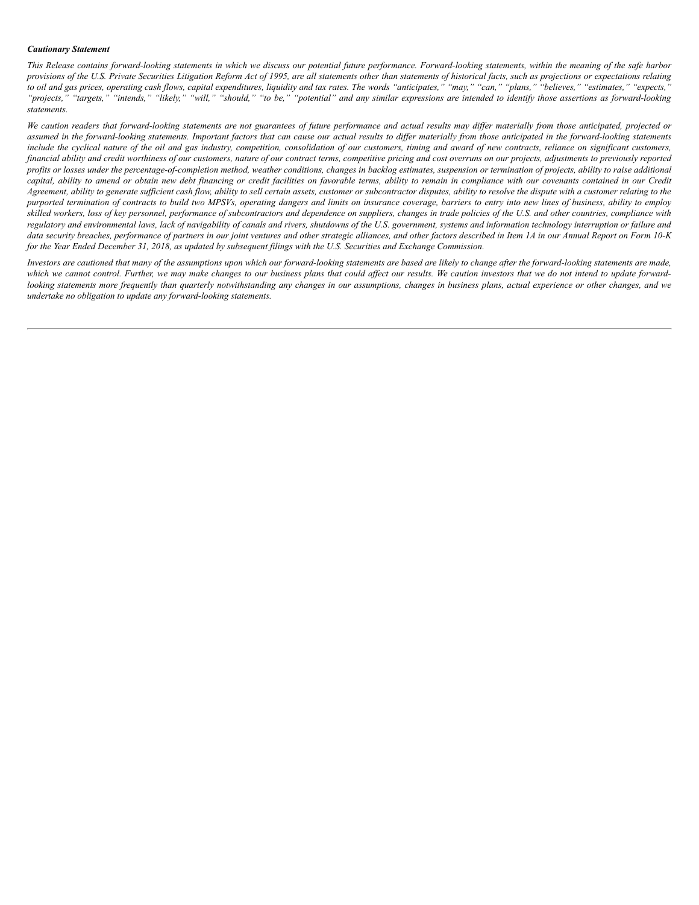***Cautionary Statement***

*This Release contains forward-looking statements in which we discuss our potential future performance. Forward-looking statements, within the meaning of the safe harbor provisions of the U.S. Private Securities Litigation Reform Act of 1995, are all statements other than statements of historical facts, such as projections or expectations relating to oil and gas prices, operating cash flows, capital expenditures, liquidity and tax rates. The words "anticipates," "may," "can," "plans," "believes," "estimates," "expects," "projects," "targets," "intends," "likely," "will," "should," "to be," "potential" and any similar expressions are intended to identify those assertions as forward-looking statements.*

*We caution readers that forward-looking statements are not guarantees of future performance and actual results may differ materially from those anticipated, projected or assumed in the forward-looking statements. Important factors that can cause our actual results to differ materially from those anticipated in the forward-looking statements include the cyclical nature of the oil and gas industry, competition, consolidation of our customers, timing and award of new contracts, reliance on significant customers, financial ability and credit worthiness of our customers, nature of our contract terms, competitive pricing and cost overruns on our projects, adjustments to previously reported profits or losses under the percentage-of-completion method, weather conditions, changes in backlog estimates, suspension or termination of projects, ability to raise additional capital, ability to amend or obtain new debt financing or credit facilities on favorable terms, ability to remain in compliance with our covenants contained in our Credit Agreement, ability to generate sufficient cash flow, ability to sell certain assets, customer or subcontractor disputes, ability to resolve the dispute with a customer relating to the purported termination of contracts to build two MPSVs, operating dangers and limits on insurance coverage, barriers to entry into new lines of business, ability to employ skilled workers, loss of key personnel, performance of subcontractors and dependence on suppliers, changes in trade policies of the U.S. and other countries, compliance with regulatory and environmental laws, lack of navigability of canals and rivers, shutdowns of the U.S. government, systems and information technology interruption or failure and data security breaches, performance of partners in our joint ventures and other strategic alliances, and other factors described in Item 1A in our Annual Report on Form 10-K for the Year Ended December 31, 2018, as updated by subsequent filings with the U.S. Securities and Exchange Commission.*

*Investors are cautioned that many of the assumptions upon which our forward-looking statements are based are likely to change after the forward-looking statements are made, which we cannot control. Further, we may make changes to our business plans that could affect our results. We caution investors that we do not intend to update forward-looking statements more frequently than quarterly notwithstanding any changes in our assumptions, changes in business plans, actual experience or other changes, and we undertake no obligation to update any forward-looking statements.*

---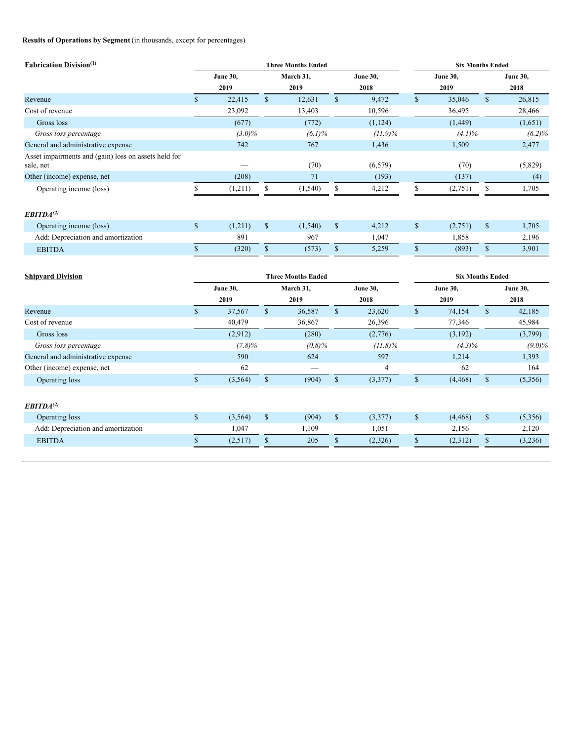**Results of Operations by Segment** (in thousands, except for percentages)

| **Fabrication Division**[1] | Three Months Ended | | | Six Months Ended | |
|---|---|---|---|---|---|
| | June 30, 2019 | March 31, 2019 | June 30, 2018 | June 30, 2019 | June 30, 2018 |
| Revenue | $ 22,415 | $ 12,631 | $ 9,472 | $ 35,046 | $ 26,815 |
| Cost of revenue | 23,092 | 13,403 | 10,596 | 36,495 | 28,466 |
| Gross loss | (677) | (772) | (1,124) | (1,449) | (1,651) |
| *Gross loss percentage* | *(3.0)%* | *(6.1)%* | *(11.9)%* | *(4.1)%* | *(6.2)%* |
| General and administrative expense | 742 | 767 | 1,436 | 1,509 | 2,477 |
| Asset impairments and (gain) loss on assets held for sale, net | — | (70) | (6,579) | (70) | (5,829) |
| Other (income) expense, net | (208) | 71 | (193) | (137) | (4) |
| Operating income (loss) | $ (1,211) | $ (1,540) | $ 4,212 | $ (2,751) | $ 1,705 |
| | | | | | |
| ***EBITDA***[2] | | | | | |
| Operating income (loss) | $ (1,211) | $ (1,540) | $ 4,212 | $ (2,751) | $ 1,705 |
| Add: Depreciation and amortization | 891 | 967 | 1,047 | 1,858 | 2,196 |
| EBITDA | $ (320) | $ (573) | $ 5,259 | $ (893) | $ 3,901 |

| **Shipyard Division** | Three Months Ended | | | Six Months Ended | |
|---|---|---|---|---|---|
| | June 30, 2019 | March 31, 2019 | June 30, 2018 | June 30, 2019 | June 30, 2018 |
| Revenue | $ 37,567 | $ 36,587 | $ 23,620 | $ 74,154 | $ 42,185 |
| Cost of revenue | 40,479 | 36,867 | 26,396 | 77,346 | 45,984 |
| Gross loss | (2,912) | (280) | (2,776) | (3,192) | (3,799) |
| *Gross loss percentage* | *(7.8)%* | *(0.8)%* | *(11.8)%* | *(4.3)%* | *(9.0)%* |
| General and administrative expense | 590 | 624 | 597 | 1,214 | 1,393 |
| Other (income) expense, net | 62 | — | 4 | 62 | 164 |
| Operating loss | $ (3,564) | $ (904) | $ (3,377) | $ (4,468) | $ (5,356) |
| | | | | | |
| ***EBITDA***[2] | | | | | |
| Operating loss | $ (3,564) | $ (904) | $ (3,377) | $ (4,468) | $ (5,356) |
| Add: Depreciation and amortization | 1,047 | 1,109 | 1,051 | 2,156 | 2,120 |
| EBITDA | $ (2,517) | $ 205 | $ (2,326) | $ (2,312) | $ (3,236) |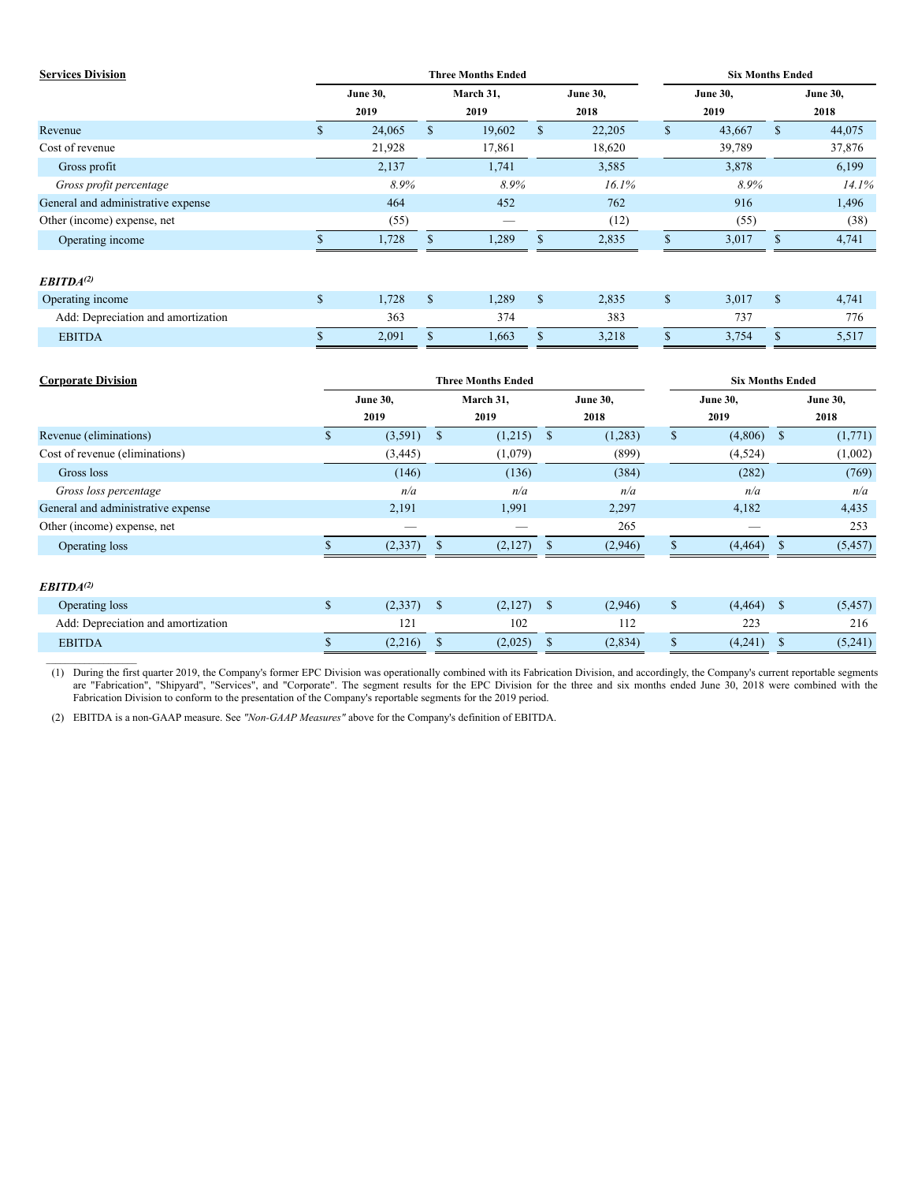**Services Division**

| | Three Months Ended | | | Six Months Ended | |
|---|---|---|---|---|---|
| | June 30, 2019 | March 31, 2019 | June 30, 2018 | June 30, 2019 | June 30, 2018 |
| Revenue | $ 24,065 | $ 19,602 | $ 22,205 | $ 43,667 | $ 44,075 |
| Cost of revenue | 21,928 | 17,861 | 18,620 | 39,789 | 37,876 |
| Gross profit | 2,137 | 1,741 | 3,585 | 3,878 | 6,199 |
| *Gross profit percentage* | *8.9%* | *8.9%* | *16.1%* | *8.9%* | *14.1%* |
| General and administrative expense | 464 | 452 | 762 | 916 | 1,496 |
| Other (income) expense, net | (55) | — | (12) | (55) | (38) |
| Operating income | $ 1,728 | $ 1,289 | $ 2,835 | $ 3,017 | $ 4,741 |
| | | | | | |
| ***EBITDA*[2]** | | | | | |
| Operating income | $ 1,728 | $ 1,289 | $ 2,835 | $ 3,017 | $ 4,741 |
| Add: Depreciation and amortization | 363 | 374 | 383 | 737 | 776 |
| EBITDA | $ 2,091 | $ 1,663 | $ 3,218 | $ 3,754 | $ 5,517 |

**Corporate Division**

| | Three Months Ended | | | Six Months Ended | |
|---|---|---|---|---|---|
| | June 30, 2019 | March 31, 2019 | June 30, 2018 | June 30, 2019 | June 30, 2018 |
| Revenue (eliminations) | $ (3,591) | $ (1,215) | $ (1,283) | $ (4,806) | $ (1,771) |
| Cost of revenue (eliminations) | (3,445) | (1,079) | (899) | (4,524) | (1,002) |
| Gross loss | (146) | (136) | (384) | (282) | (769) |
| *Gross loss percentage* | *n/a* | *n/a* | *n/a* | *n/a* | *n/a* |
| General and administrative expense | 2,191 | 1,991 | 2,297 | 4,182 | 4,435 |
| Other (income) expense, net | — | — | 265 | — | 253 |
| Operating loss | $ (2,337) | $ (2,127) | $ (2,946) | $ (4,464) | $ (5,457) |
| | | | | | |
| ***EBITDA*[2]** | | | | | |
| Operating loss | $ (2,337) | $ (2,127) | $ (2,946) | $ (4,464) | $ (5,457) |
| Add: Depreciation and amortization | 121 | 102 | 112 | 223 | 216 |
| EBITDA | $ (2,216) | $ (2,025) | $ (2,834) | $ (4,241) | $ (5,241) |

(1) During the first quarter 2019, the Company's former EPC Division was operationally combined with its Fabrication Division, and accordingly, the Company's current reportable segments are "Fabrication", "Shipyard", "Services", and "Corporate". The segment results for the EPC Division for the three and six months ended June 30, 2018 were combined with the Fabrication Division to conform to the presentation of the Company's reportable segments for the 2019 period.

(2) EBITDA is a non-GAAP measure. See *"Non-GAAP Measures"* above for the Company's definition of EBITDA.